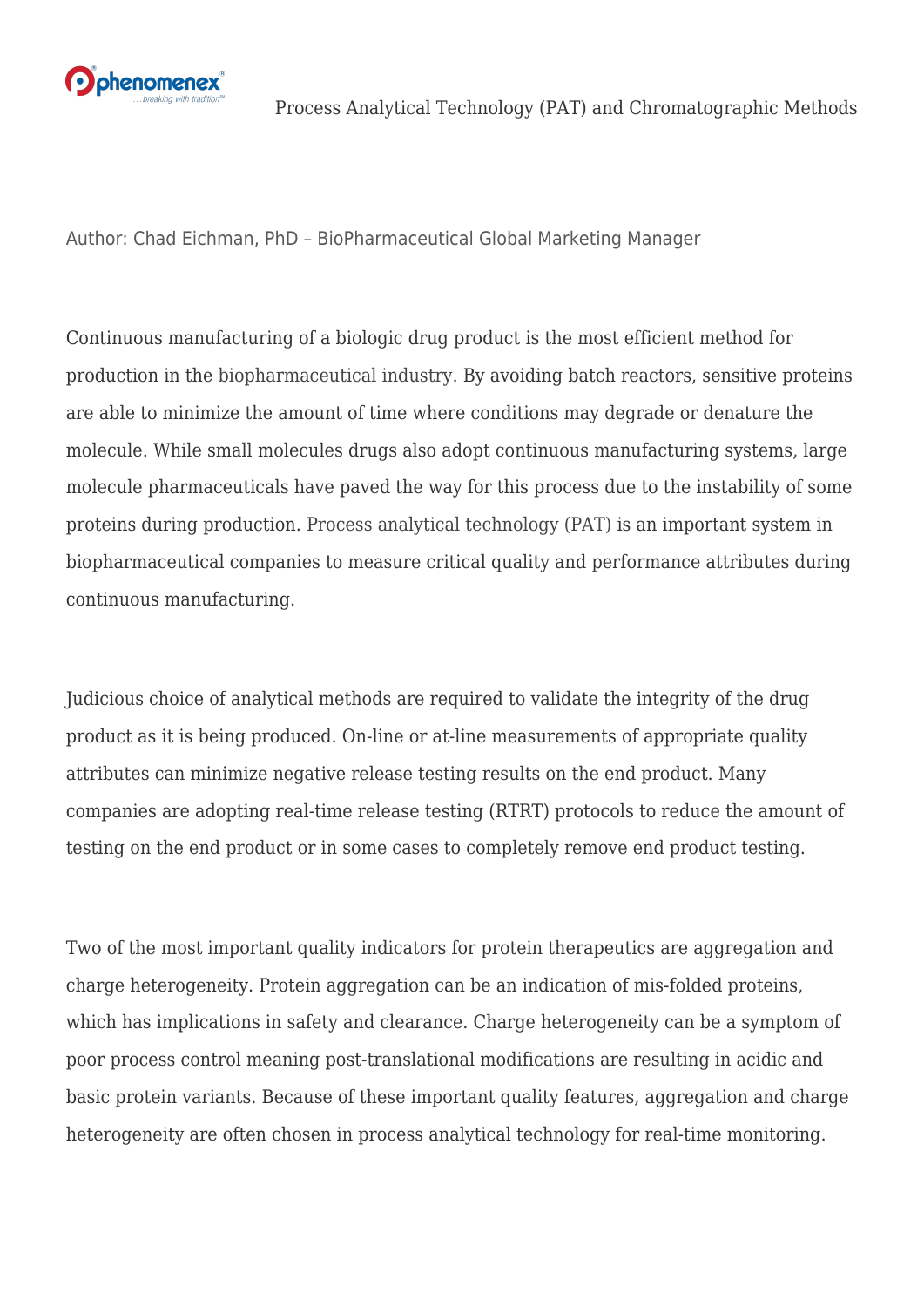# Process Analytical Technology (PAT) and Chromatographic Methods

Author: Chad Eichman, PhD – BioPharmaceutical Global Marketing Manager

Continuous manufacturing of a biologic drug product is the most efficient method for production in the biopharmaceutical industry. By avoiding batch reactors, sensitive proteins are able to minimize the amount of time where conditions may degrade or denature the molecule. While small molecules drugs also adopt continuous manufacturing systems, large molecule pharmaceuticals have paved the way for this process due to the instability of some proteins during production. Process analytical technology (PAT) is an important system in biopharmaceutical companies to measure critical quality and performance attributes during continuous manufacturing.

Judicious choice of analytical methods are required to validate the integrity of the drug product as it is being produced. On-line or at-line measurements of appropriate quality attributes can minimize negative release testing results on the end product. Many companies are adopting real-time release testing (RTRT) protocols to reduce the amount of testing on the end product or in some cases to completely remove end product testing.

Two of the most important quality indicators for protein therapeutics are aggregation and charge heterogeneity. Protein aggregation can be an indication of mis-folded proteins, which has implications in safety and clearance. Charge heterogeneity can be a symptom of poor process control meaning post-translational modifications are resulting in acidic and basic protein variants. Because of these important quality features, aggregation and charge heterogeneity are often chosen in process analytical technology for real-time monitoring.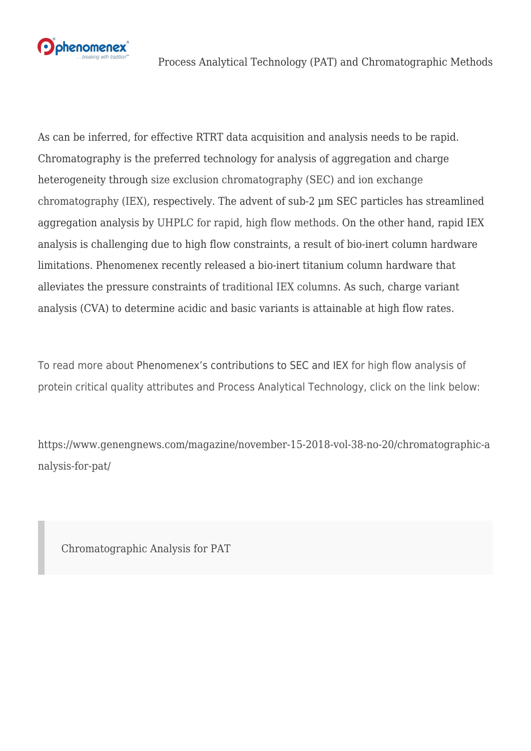As can be inferred, for effective RTRT data acquisition and analysis needs to be rapid. Chromatography is the preferred technology for analysis of aggregation and charge heterogeneity through size exclusion chromatography (SEC) and ion exchange chromatography (IEX), respectively. The advent of sub-2 µm SEC particles has streamlined aggregation analysis by UHPLC for rapid, high flow methods. On the other hand, rapid IEX analysis is challenging due to high flow constraints, a result of bio-inert column hardware limitations. Phenomenex recently released a bio-inert titanium column hardware that alleviates the pressure constraints of traditional IEX columns. As such, charge variant analysis (CVA) to determine acidic and basic variants is attainable at high flow rates.

To read more about Phenomenex's contributions to SEC and IEX for high flow analysis of protein critical quality attributes and Process Analytical Technology, click on the link below:

https://www.genengnews.com/magazine/november-15-2018-vol-38-no-20/chromatographic-analysis-for-pat/

> Chromatographic Analysis for PAT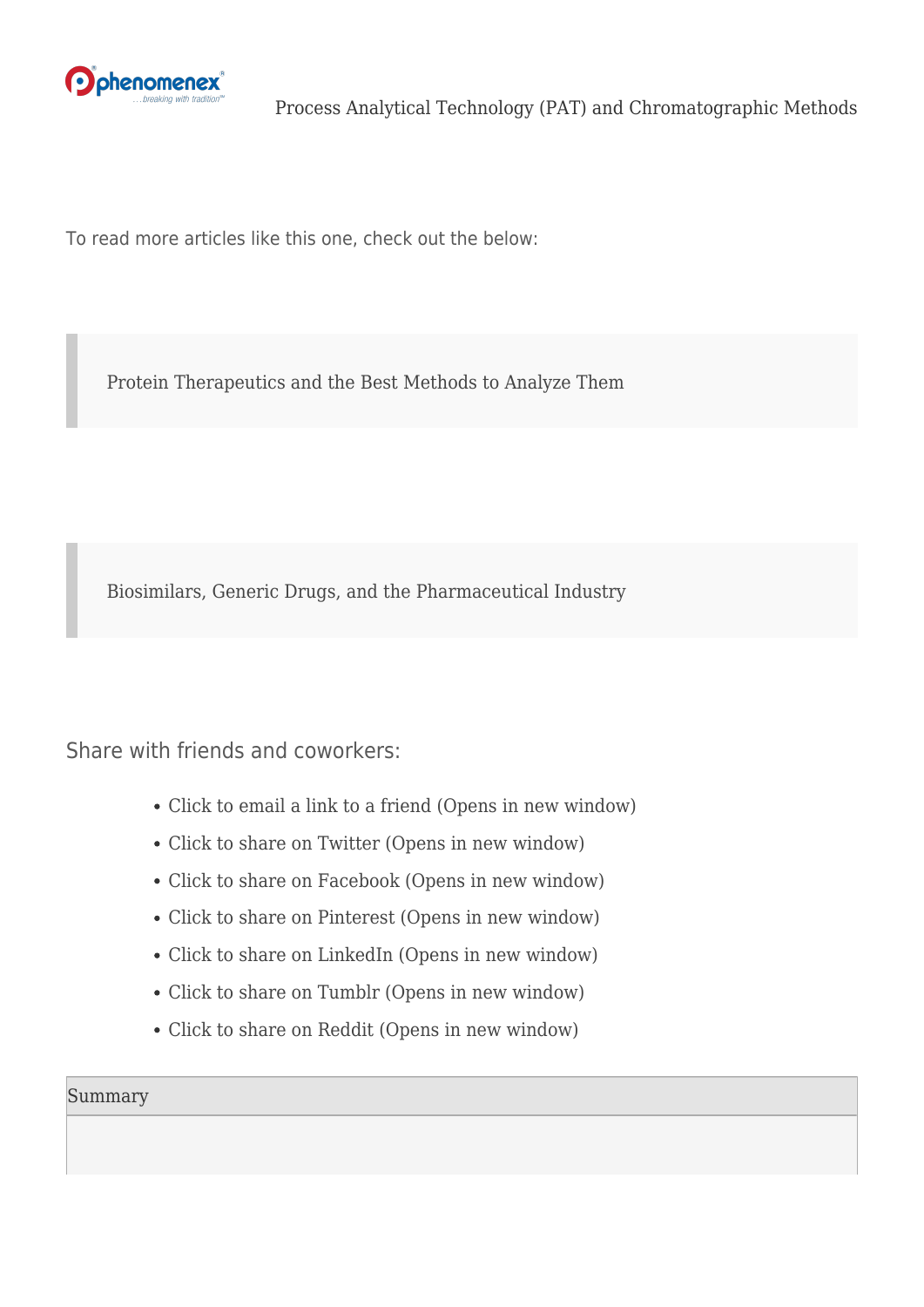To read more articles like this one, check out the below:

> Protein Therapeutics and the Best Methods to Analyze Them

> Biosimilars, Generic Drugs, and the Pharmaceutical Industry

Share with friends and coworkers:

- Click to email a link to a friend (Opens in new window)
- Click to share on Twitter (Opens in new window)
- Click to share on Facebook (Opens in new window)
- Click to share on Pinterest (Opens in new window)
- Click to share on LinkedIn (Opens in new window)
- Click to share on Tumblr (Opens in new window)
- Click to share on Reddit (Opens in new window)

| Summary |
| --- |
| |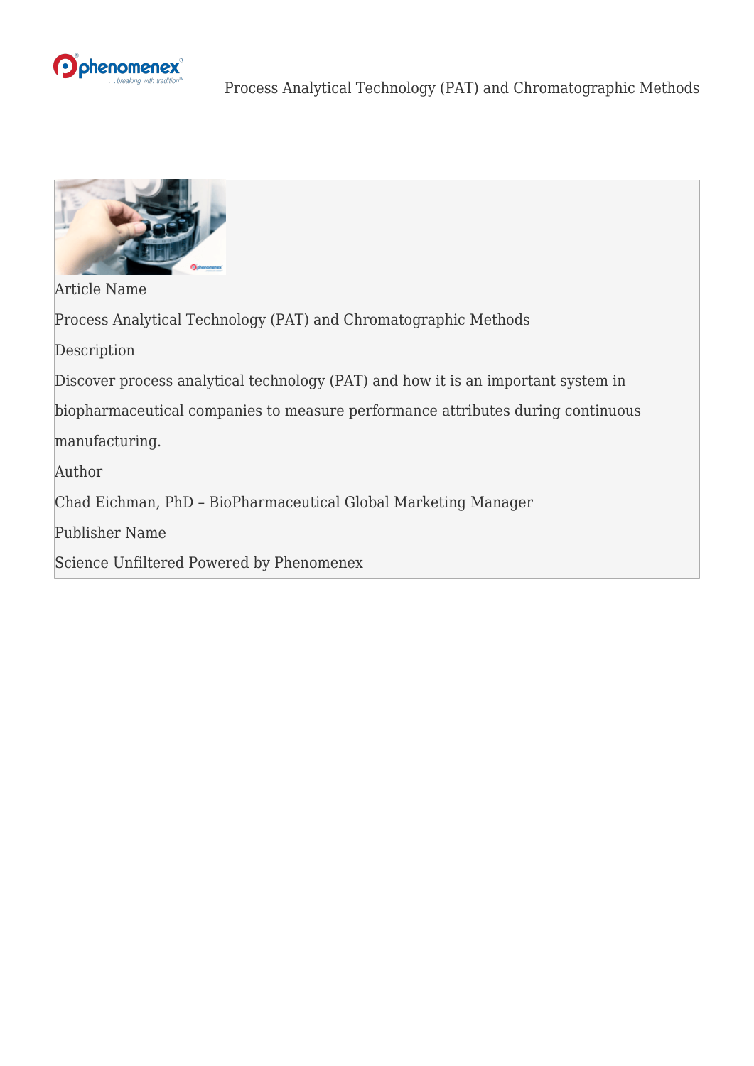Article Name

Process Analytical Technology (PAT) and Chromatographic Methods

Description

Discover process analytical technology (PAT) and how it is an important system in biopharmaceutical companies to measure performance attributes during continuous manufacturing.

Author

Chad Eichman, PhD – BioPharmaceutical Global Marketing Manager

Publisher Name

Science Unfiltered Powered by Phenomenex